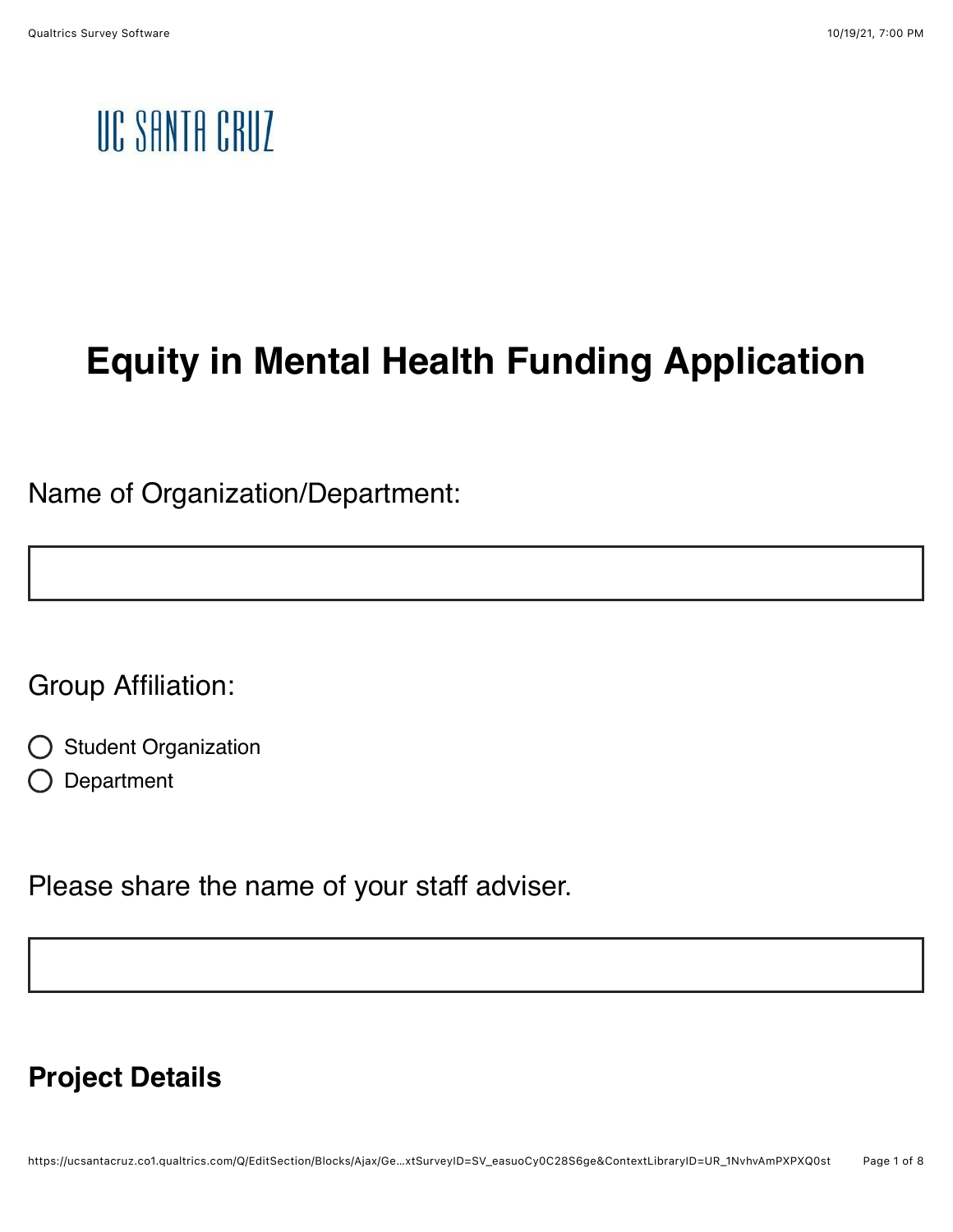UC SANTA CRUZ

# Equity in Mental Health Funding Application

Name of Organization/Department:

Group Affiliation:

- ◯ Student Organization
- ◯ Department

Please share the name of your staff adviser.

## Project Details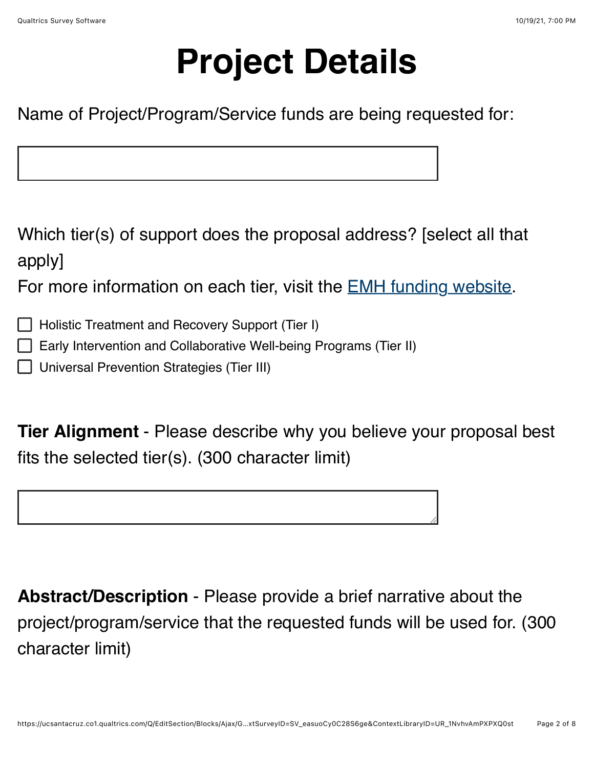# Project Details

Name of Project/Program/Service funds are being requested for:

Which tier(s) of support does the proposal address? [select all that apply]
For more information on each tier, visit the EMH funding website.

- [ ] Holistic Treatment and Recovery Support (Tier I)
- [ ] Early Intervention and Collaborative Well-being Programs (Tier II)
- [ ] Universal Prevention Strategies (Tier III)

**Tier Alignment** - Please describe why you believe your proposal best fits the selected tier(s). (300 character limit)

**Abstract/Description** - Please provide a brief narrative about the project/program/service that the requested funds will be used for. (300 character limit)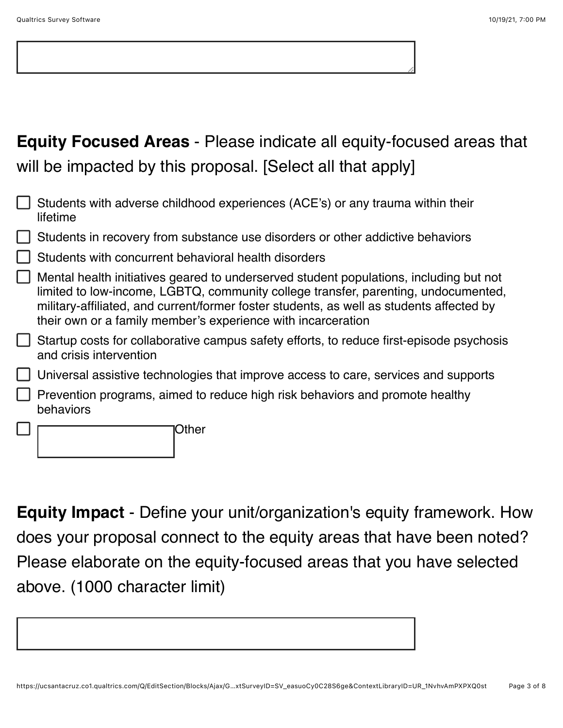**Equity Focused Areas** - Please indicate all equity-focused areas that will be impacted by this proposal. [Select all that apply]

- [ ] Students with adverse childhood experiences (ACE's) or any trauma within their lifetime
- [ ] Students in recovery from substance use disorders or other addictive behaviors
- [ ] Students with concurrent behavioral health disorders
- [ ] Mental health initiatives geared to underserved student populations, including but not limited to low-income, LGBTQ, community college transfer, parenting, undocumented, military-affiliated, and current/former foster students, as well as students affected by their own or a family member's experience with incarceration
- [ ] Startup costs for collaborative campus safety efforts, to reduce first-episode psychosis and crisis intervention
- [ ] Universal assistive technologies that improve access to care, services and supports
- [ ] Prevention programs, aimed to reduce high risk behaviors and promote healthy behaviors
- [ ] ________ Other

**Equity Impact** - Define your unit/organization's equity framework. How does your proposal connect to the equity areas that have been noted? Please elaborate on the equity-focused areas that you have selected above. (1000 character limit)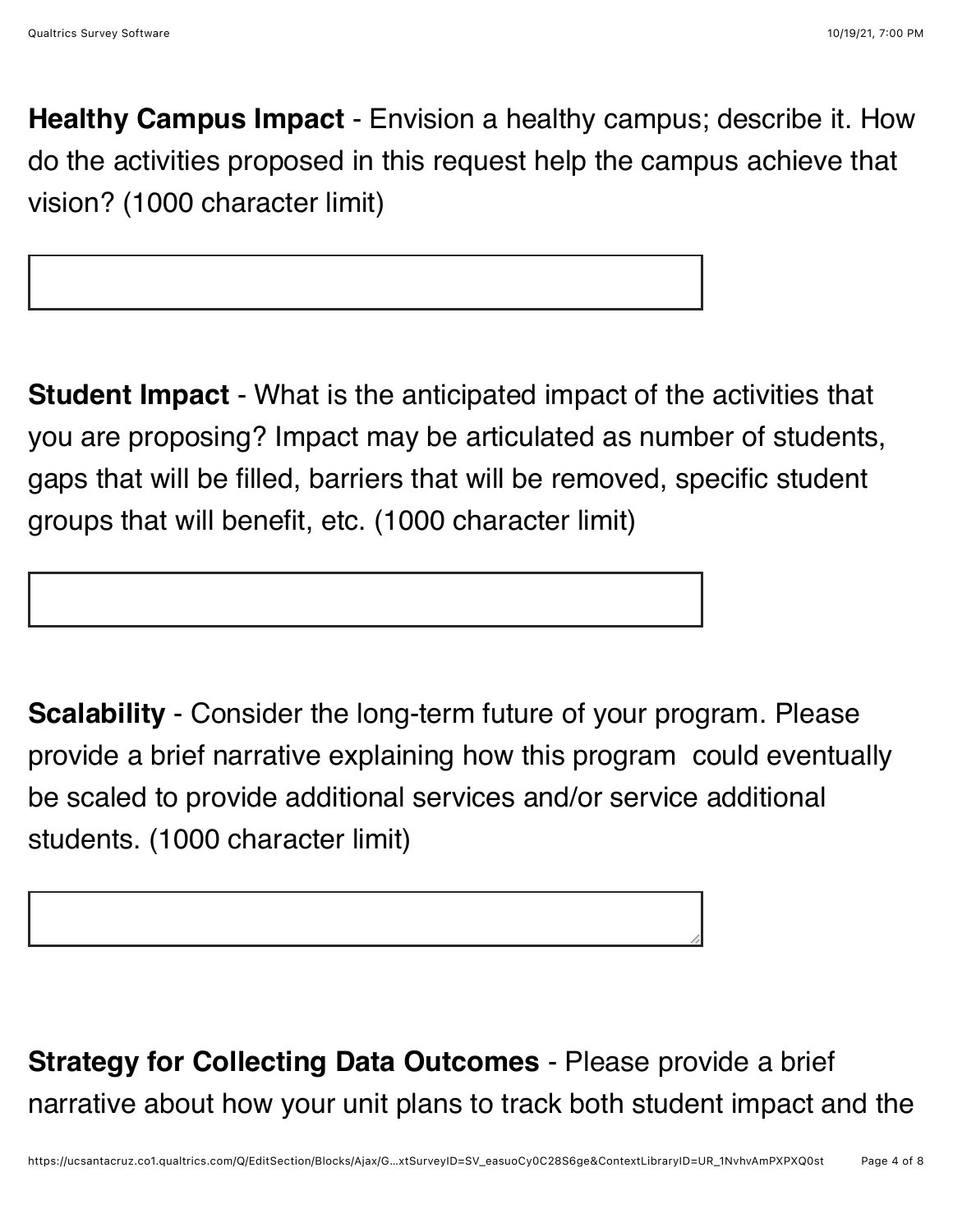**Healthy Campus Impact** - Envision a healthy campus; describe it. How do the activities proposed in this request help the campus achieve that vision? (1000 character limit)

**Student Impact** - What is the anticipated impact of the activities that you are proposing? Impact may be articulated as number of students, gaps that will be filled, barriers that will be removed, specific student groups that will benefit, etc. (1000 character limit)

**Scalability** - Consider the long-term future of your program. Please provide a brief narrative explaining how this program  could eventually be scaled to provide additional services and/or service additional students. (1000 character limit)

**Strategy for Collecting Data Outcomes** - Please provide a brief narrative about how your unit plans to track both student impact and the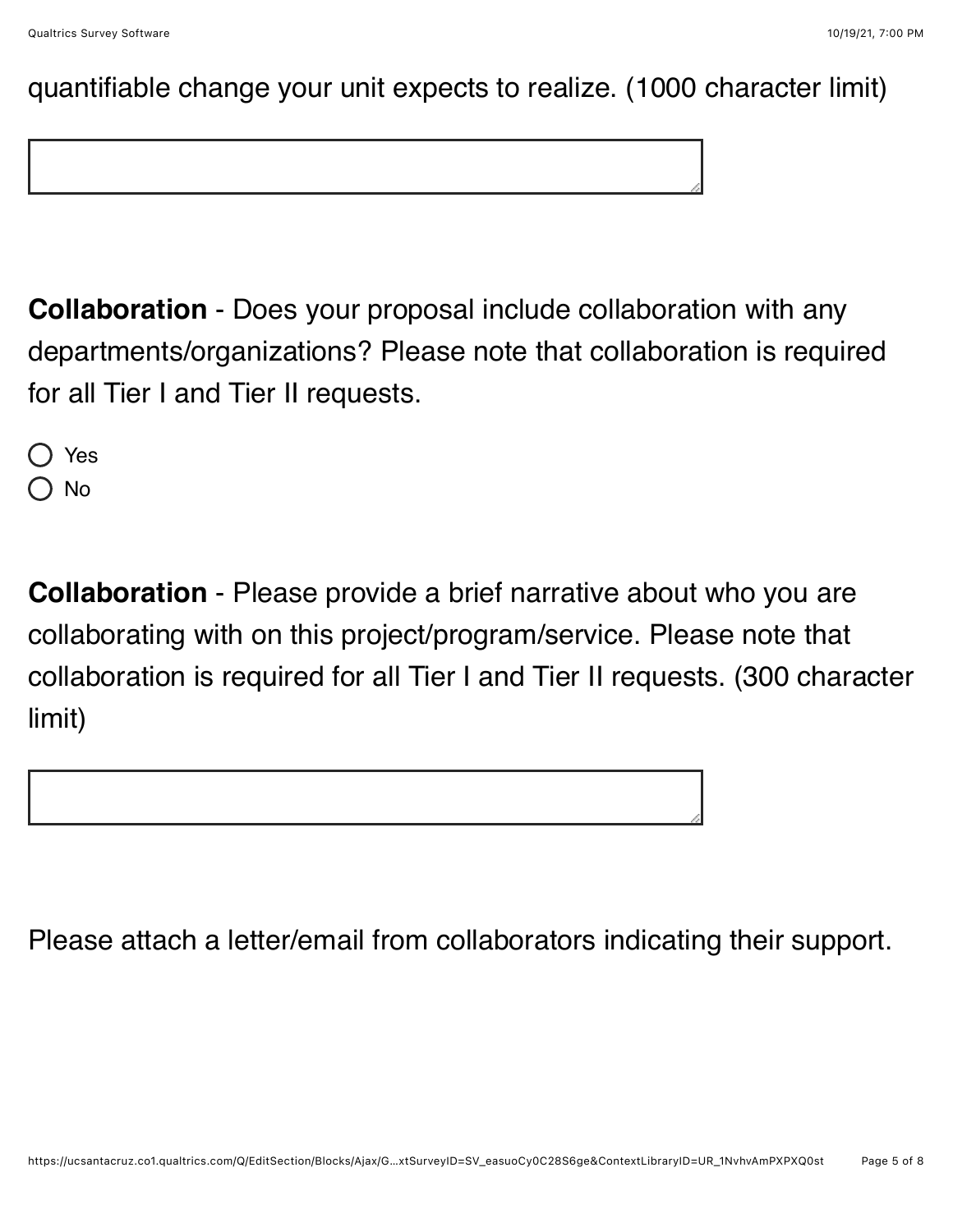quantifiable change your unit expects to realize. (1000 character limit)

**Collaboration** - Does your proposal include collaboration with any departments/organizations? Please note that collaboration is required for all Tier I and Tier II requests.

- Yes
- No

**Collaboration** - Please provide a brief narrative about who you are collaborating with on this project/program/service. Please note that collaboration is required for all Tier I and Tier II requests. (300 character limit)

Please attach a letter/email from collaborators indicating their support.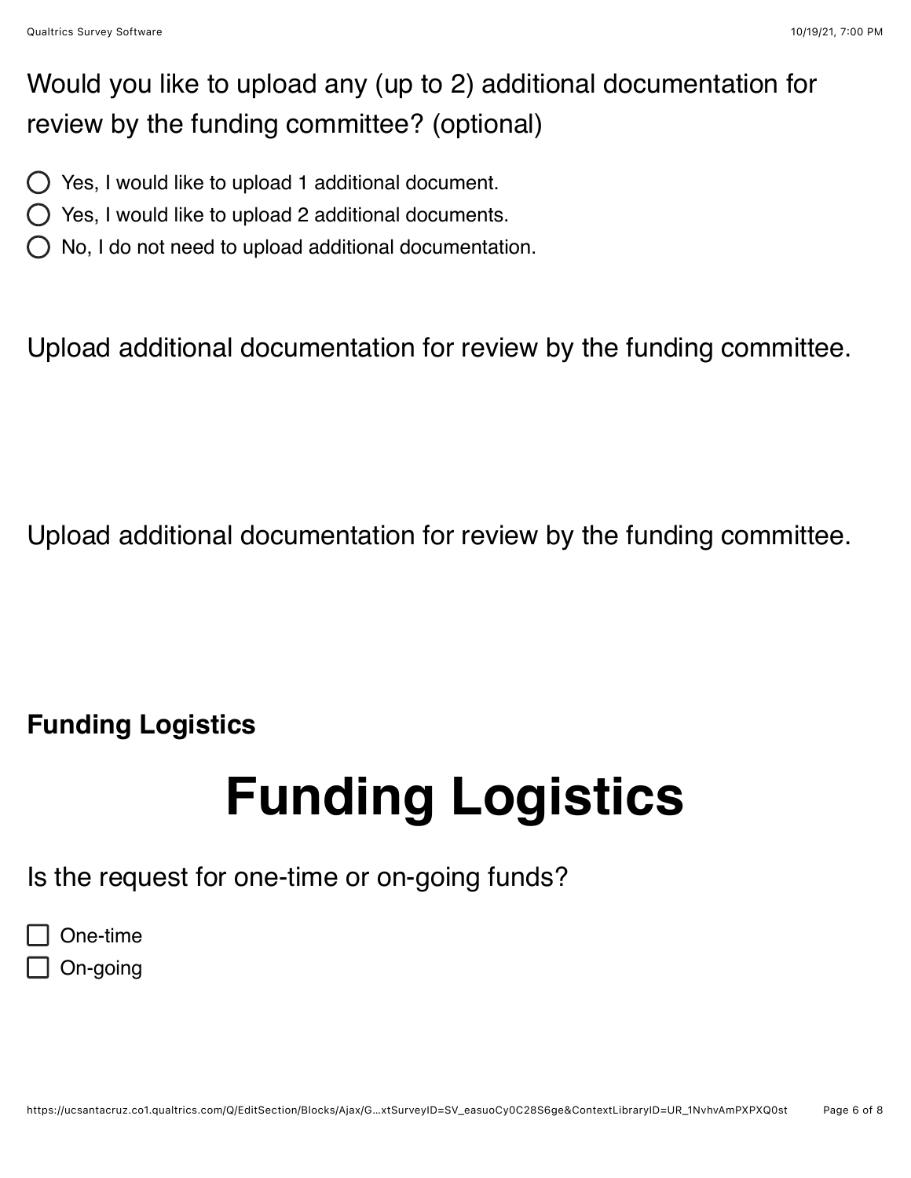Would you like to upload any (up to 2) additional documentation for review by the funding committee? (optional)

- ◯ Yes, I would like to upload 1 additional document.
- ◯ Yes, I would like to upload 2 additional documents.
- ◯ No, I do not need to upload additional documentation.

Upload additional documentation for review by the funding committee.

Upload additional documentation for review by the funding committee.

**Funding Logistics**

# Funding Logistics

Is the request for one-time or on-going funds?

- ☐ One-time
- ☐ On-going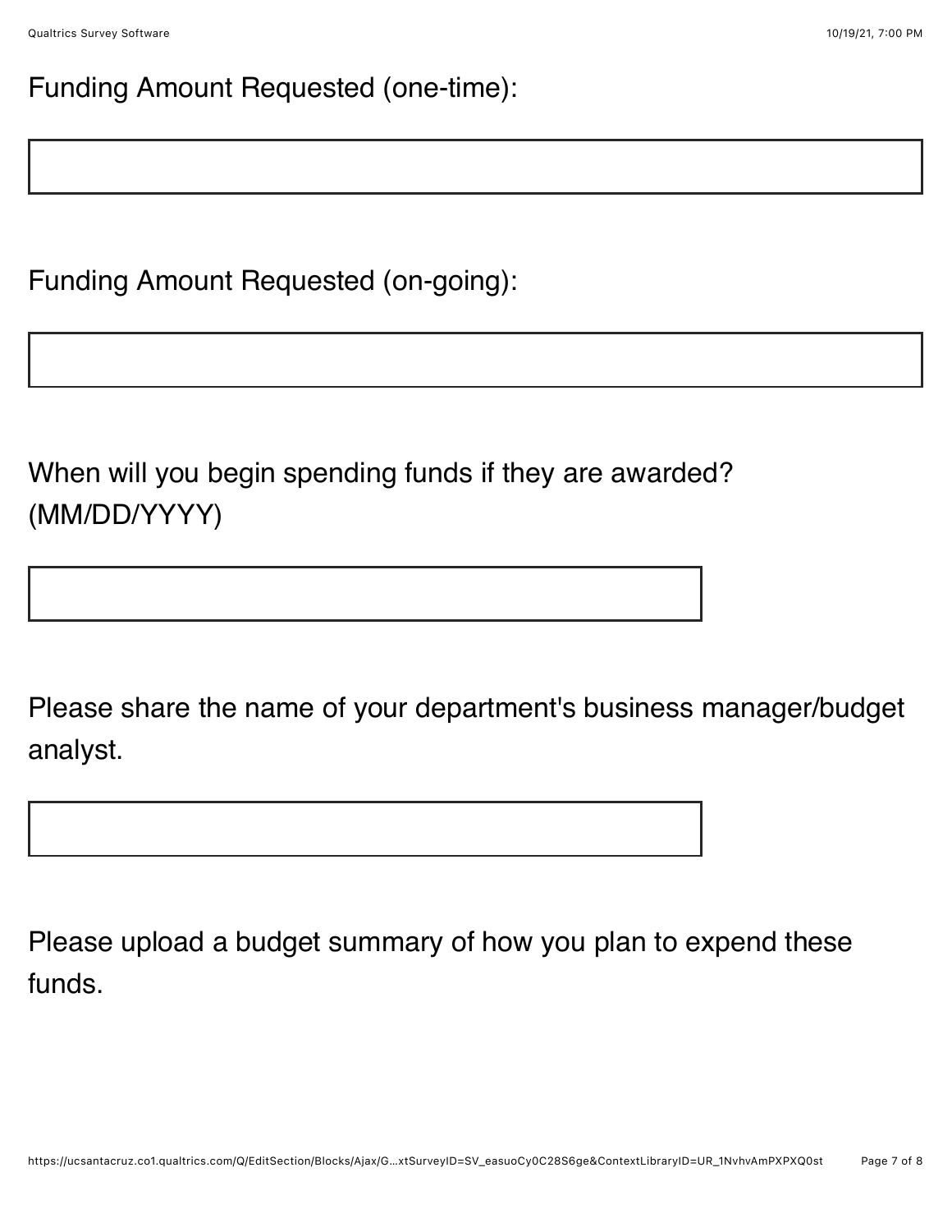Funding Amount Requested (one-time):

Funding Amount Requested (on-going):

When will you begin spending funds if they are awarded? (MM/DD/YYYY)

Please share the name of your department's business manager/budget analyst.

Please upload a budget summary of how you plan to expend these funds.